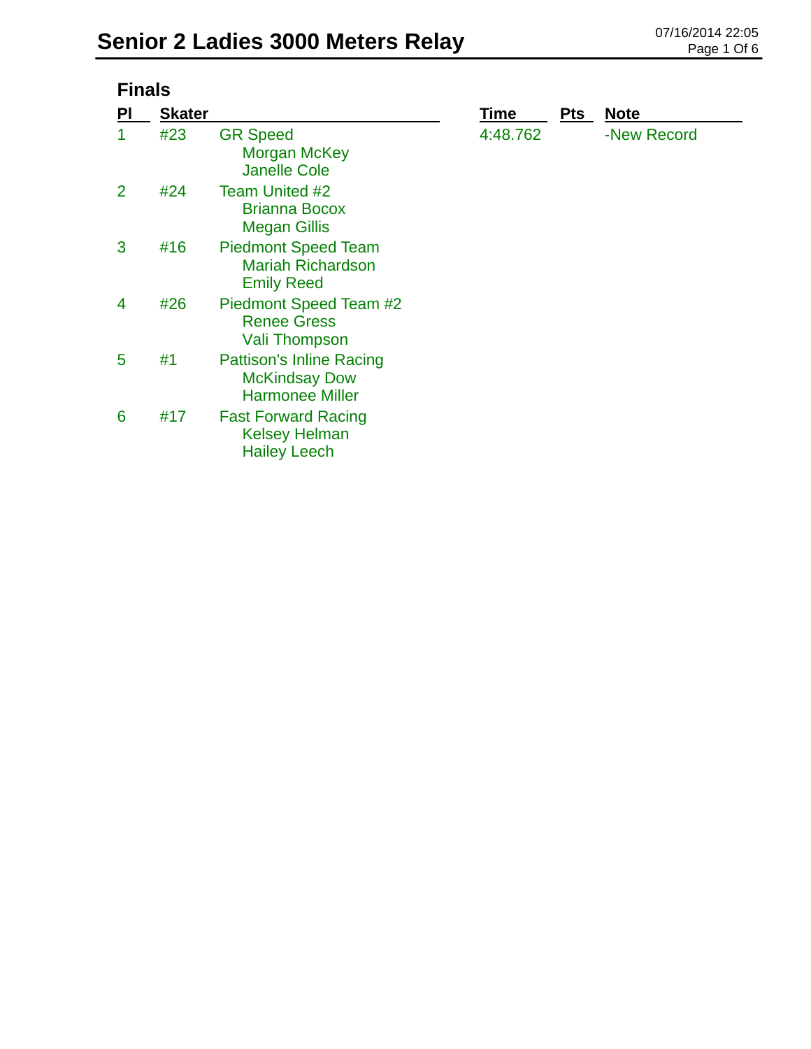# Senior 2 Ladies 3000 Meters Relay

07/16/2014 22:05

## Finals

| Pl | Skater | | Time | Pts | Note |
|---|---|---|---|---|---|
| 1 | #23 | GR Speed<br>Morgan McKey<br>Janelle Cole | 4:48.762 | | -New Record |
| 2 | #24 | Team United #2<br>Brianna Bocox<br>Megan Gillis | | | |
| 3 | #16 | Piedmont Speed Team<br>Mariah Richardson<br>Emily Reed | | | |
| 4 | #26 | Piedmont Speed Team #2<br>Renee Gress<br>Vali Thompson | | | |
| 5 | #1 | Pattison's Inline Racing<br>McKindsay Dow<br>Harmonee Miller | | | |
| 6 | #17 | Fast Forward Racing<br>Kelsey Helman<br>Hailey Leech | | | |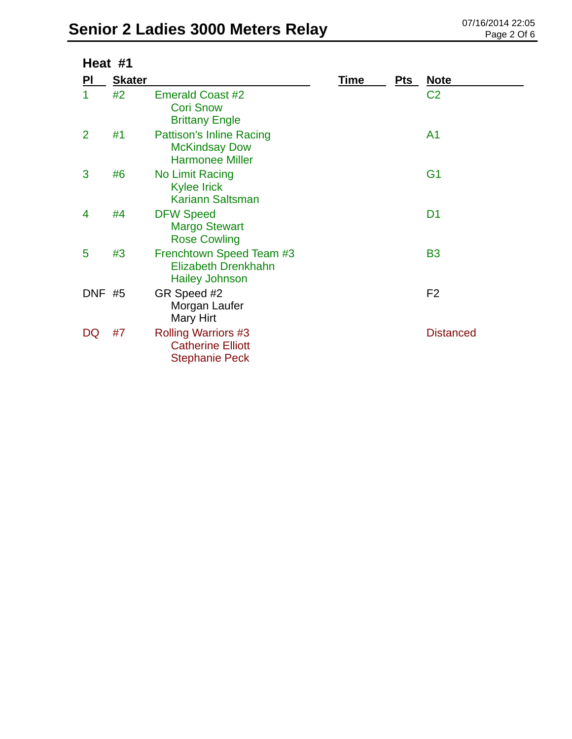# Senior 2 Ladies 3000 Meters Relay

07/16/2014 22:05

## Heat #1

| Pl | Skater | | Time | Pts | Note |
|---|---|---|---|---|---|
| 1 | #2 | Emerald Coast #2<br>Cori Snow<br>Brittany Engle | | | C2 |
| 2 | #1 | Pattison's Inline Racing<br>McKindsay Dow<br>Harmonee Miller | | | A1 |
| 3 | #6 | No Limit Racing<br>Kylee Irick<br>Kariann Saltsman | | | G1 |
| 4 | #4 | DFW Speed<br>Margo Stewart<br>Rose Cowling | | | D1 |
| 5 | #3 | Frenchtown Speed Team #3<br>Elizabeth Drenkhahn<br>Hailey Johnson | | | B3 |
| DNF | #5 | GR Speed #2<br>Morgan Laufer<br>Mary Hirt | | | F2 |
| DQ | #7 | Rolling Warriors #3<br>Catherine Elliott<br>Stephanie Peck | | | Distanced |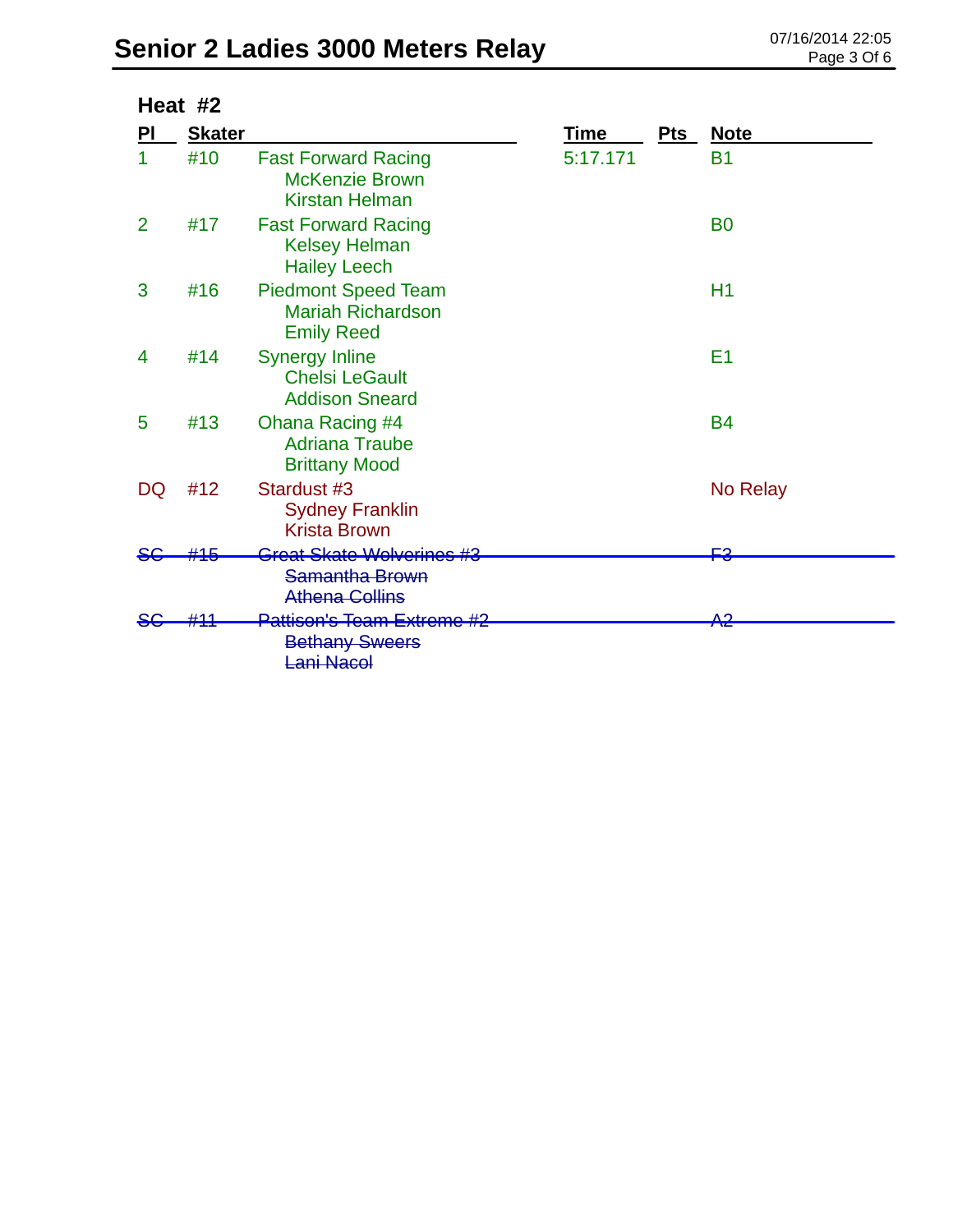# Senior 2 Ladies 3000 Meters Relay

## Heat #2

| Pl | Skater | | Time | Pts | Note |
|---|---|---|---|---|---|
| 1 | #10 | Fast Forward Racing<br>McKenzie Brown<br>Kirstan Helman | 5:17.171 | | B1 |
| 2 | #17 | Fast Forward Racing<br>Kelsey Helman<br>Hailey Leech | | | B0 |
| 3 | #16 | Piedmont Speed Team<br>Mariah Richardson<br>Emily Reed | | | H1 |
| 4 | #14 | Synergy Inline<br>Chelsi LeGault<br>Addison Sneard | | | E1 |
| 5 | #13 | Ohana Racing #4<br>Adriana Traube<br>Brittany Mood | | | B4 |
| DQ | #12 | Stardust #3<br>Sydney Franklin<br>Krista Brown | | | No Relay |
| ~~SC~~ | ~~#15~~ | ~~Great Skate Wolverines #3~~<br>~~Samantha Brown~~<br>~~Athena Collins~~ | | | ~~F3~~ |
| ~~SC~~ | ~~#11~~ | ~~Pattison's Team Extreme #2~~<br>~~Bethany Sweers~~<br>~~Lani Nacol~~ | | | ~~A2~~ |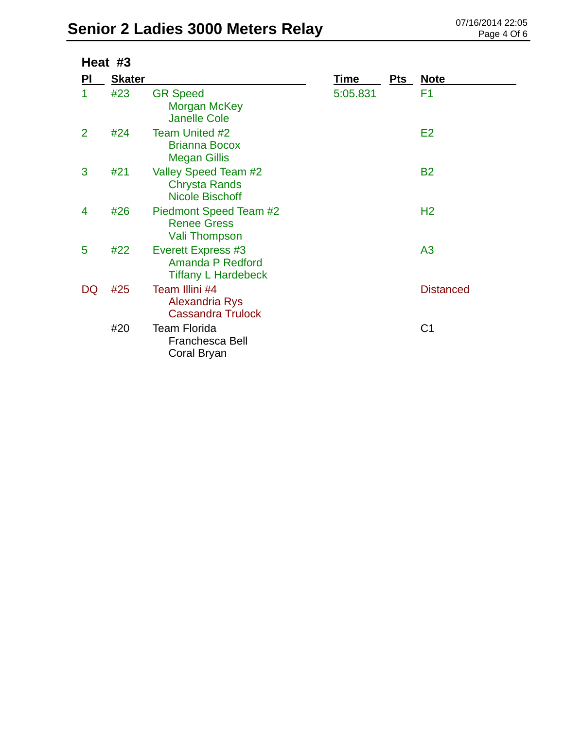# Senior 2 Ladies 3000 Meters Relay

## Heat #3

| Pl | Skater | | Time | Pts | Note |
|---|---|---|---|---|---|
| 1 | #23 | GR Speed<br>Morgan McKey<br>Janelle Cole | 5:05.831 | | F1 |
| 2 | #24 | Team United #2<br>Brianna Bocox<br>Megan Gillis | | | E2 |
| 3 | #21 | Valley Speed Team #2<br>Chrysta Rands<br>Nicole Bischoff | | | B2 |
| 4 | #26 | Piedmont Speed Team #2<br>Renee Gress<br>Vali Thompson | | | H2 |
| 5 | #22 | Everett Express #3<br>Amanda P Redford<br>Tiffany L Hardebeck | | | A3 |
| DQ | #25 | Team Illini #4<br>Alexandria Rys<br>Cassandra Trulock | | | Distanced |
| | #20 | Team Florida<br>Franchesca Bell<br>Coral Bryan | | | C1 |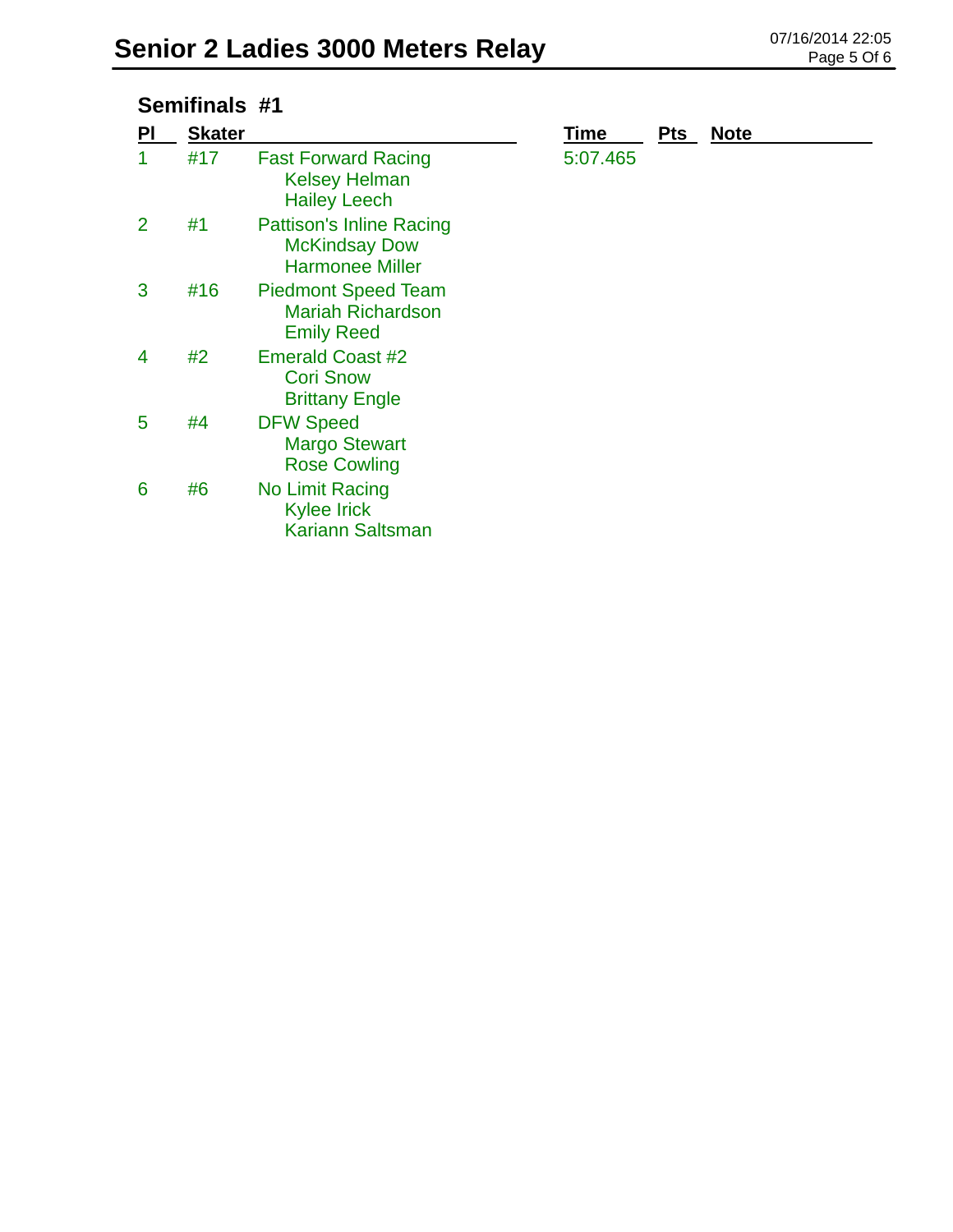# Senior 2 Ladies 3000 Meters Relay

## Semifinals #1

| Pl | Skater | | Time | Pts | Note |
|---|---|---|---|---|---|
| 1 | #17 | Fast Forward Racing<br>Kelsey Helman<br>Hailey Leech | 5:07.465 | | |
| 2 | #1 | Pattison's Inline Racing<br>McKindsay Dow<br>Harmonee Miller | | | |
| 3 | #16 | Piedmont Speed Team<br>Mariah Richardson<br>Emily Reed | | | |
| 4 | #2 | Emerald Coast #2<br>Cori Snow<br>Brittany Engle | | | |
| 5 | #4 | DFW Speed<br>Margo Stewart<br>Rose Cowling | | | |
| 6 | #6 | No Limit Racing<br>Kylee Irick<br>Kariann Saltsman | | | |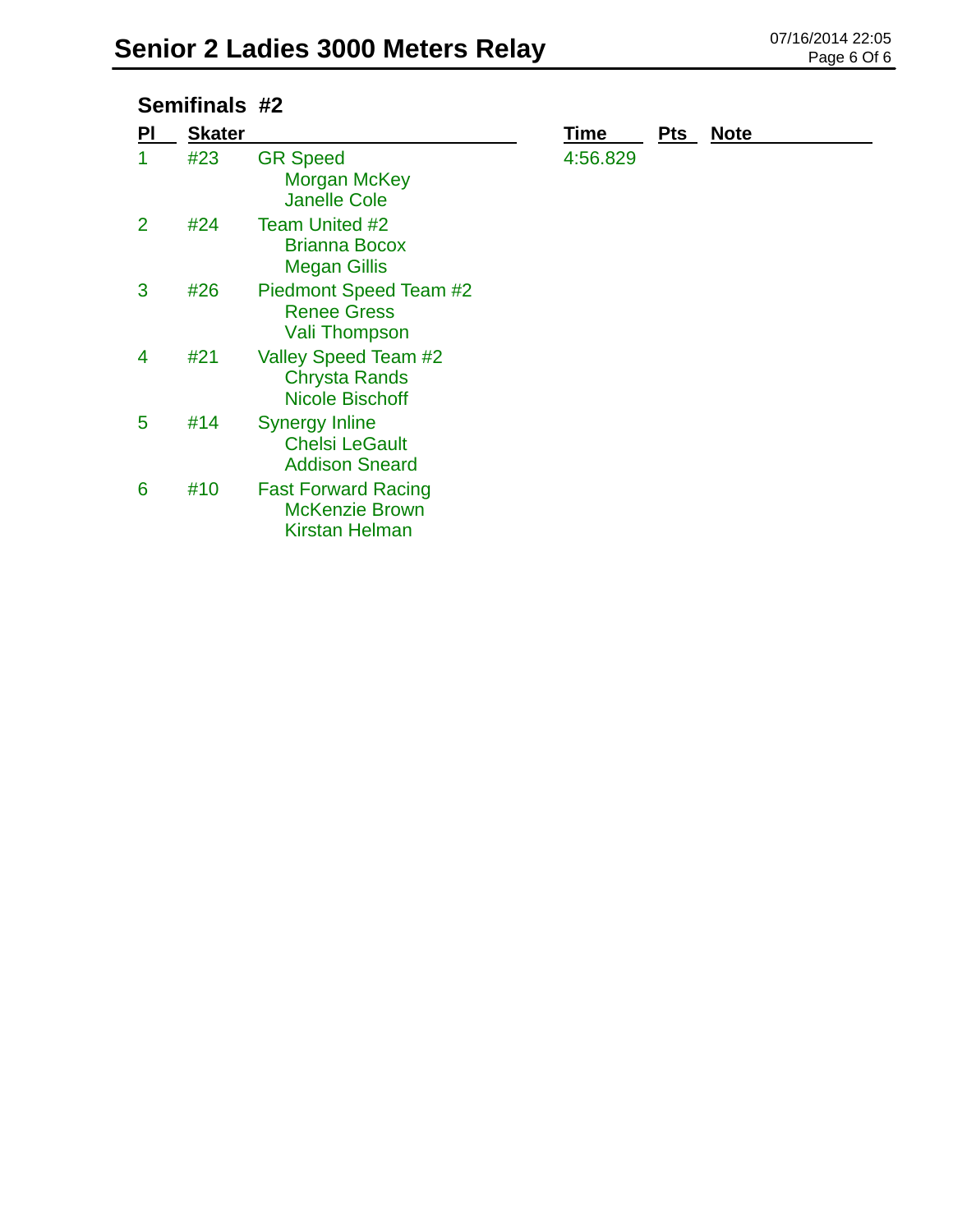# Senior 2 Ladies 3000 Meters Relay

## Semifinals #2

| Pl | Skater | | Time | Pts | Note |
|---|---|---|---|---|---|
| 1 | #23 | GR Speed<br>Morgan McKey<br>Janelle Cole | 4:56.829 | | |
| 2 | #24 | Team United #2<br>Brianna Bocox<br>Megan Gillis | | | |
| 3 | #26 | Piedmont Speed Team #2<br>Renee Gress<br>Vali Thompson | | | |
| 4 | #21 | Valley Speed Team #2<br>Chrysta Rands<br>Nicole Bischoff | | | |
| 5 | #14 | Synergy Inline<br>Chelsi LeGault<br>Addison Sneard | | | |
| 6 | #10 | Fast Forward Racing<br>McKenzie Brown<br>Kirstan Helman | | | |